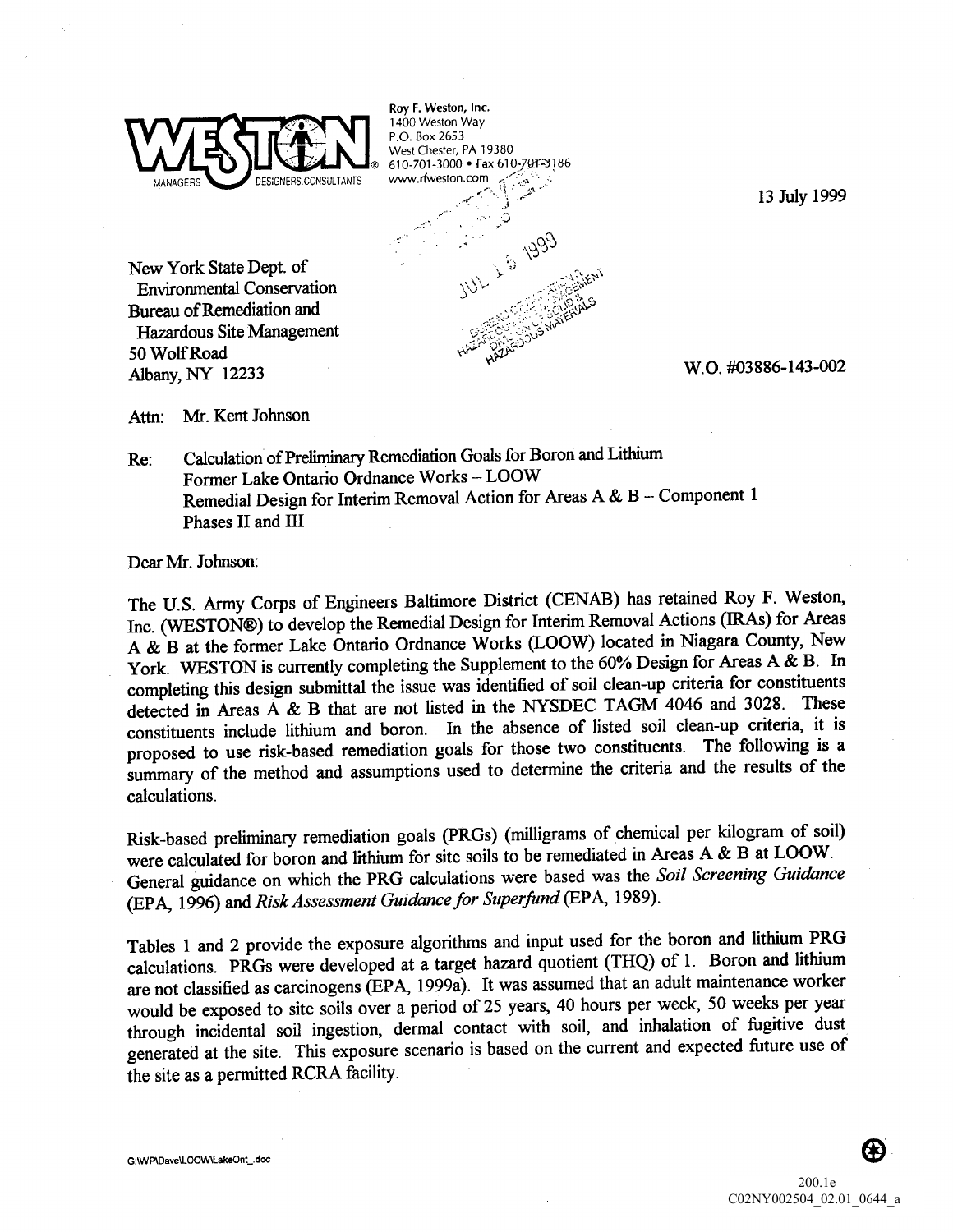WESTON

MANAGERS DESIGNERS.CONSULTANTS

Roy F. Weston, Inc.
1400 Weston Way
P.O. Box 2653
West Chester, PA 19380
610-701-3000 • Fax 610-701-3186
www.rfweston.com

13 July 1999

New York State Dept. of
Environmental Conservation
Bureau of Remediation and
Hazardous Site Management
50 Wolf Road
Albany, NY 12233

W.O. #03886-143-002

Attn: Mr. Kent Johnson

Re: Calculation of Preliminary Remediation Goals for Boron and Lithium
Former Lake Ontario Ordnance Works – LOOW
Remedial Design for Interim Removal Action for Areas A & B – Component 1
Phases II and III

Dear Mr. Johnson:

The U.S. Army Corps of Engineers Baltimore District (CENAB) has retained Roy F. Weston, Inc. (WESTON®) to develop the Remedial Design for Interim Removal Actions (IRAs) for Areas A & B at the former Lake Ontario Ordnance Works (LOOW) located in Niagara County, New York. WESTON is currently completing the Supplement to the 60% Design for Areas A & B. In completing this design submittal the issue was identified of soil clean-up criteria for constituents detected in Areas A & B that are not listed in the NYSDEC TAGM 4046 and 3028. These constituents include lithium and boron. In the absence of listed soil clean-up criteria, it is proposed to use risk-based remediation goals for those two constituents. The following is a summary of the method and assumptions used to determine the criteria and the results of the calculations.

Risk-based preliminary remediation goals (PRGs) (milligrams of chemical per kilogram of soil) were calculated for boron and lithium for site soils to be remediated in Areas A & B at LOOW. General guidance on which the PRG calculations were based was the *Soil Screening Guidance* (EPA, 1996) and *Risk Assessment Guidance for Superfund* (EPA, 1989).

Tables 1 and 2 provide the exposure algorithms and input used for the boron and lithium PRG calculations. PRGs were developed at a target hazard quotient (THQ) of 1. Boron and lithium are not classified as carcinogens (EPA, 1999a). It was assumed that an adult maintenance worker would be exposed to site soils over a period of 25 years, 40 hours per week, 50 weeks per year through incidental soil ingestion, dermal contact with soil, and inhalation of fugitive dust generated at the site. This exposure scenario is based on the current and expected future use of the site as a permitted RCRA facility.

G:\WP\Dave\LOOW\LakeOnt_.doc

200.1e
C02NY002504_02.01_0644_a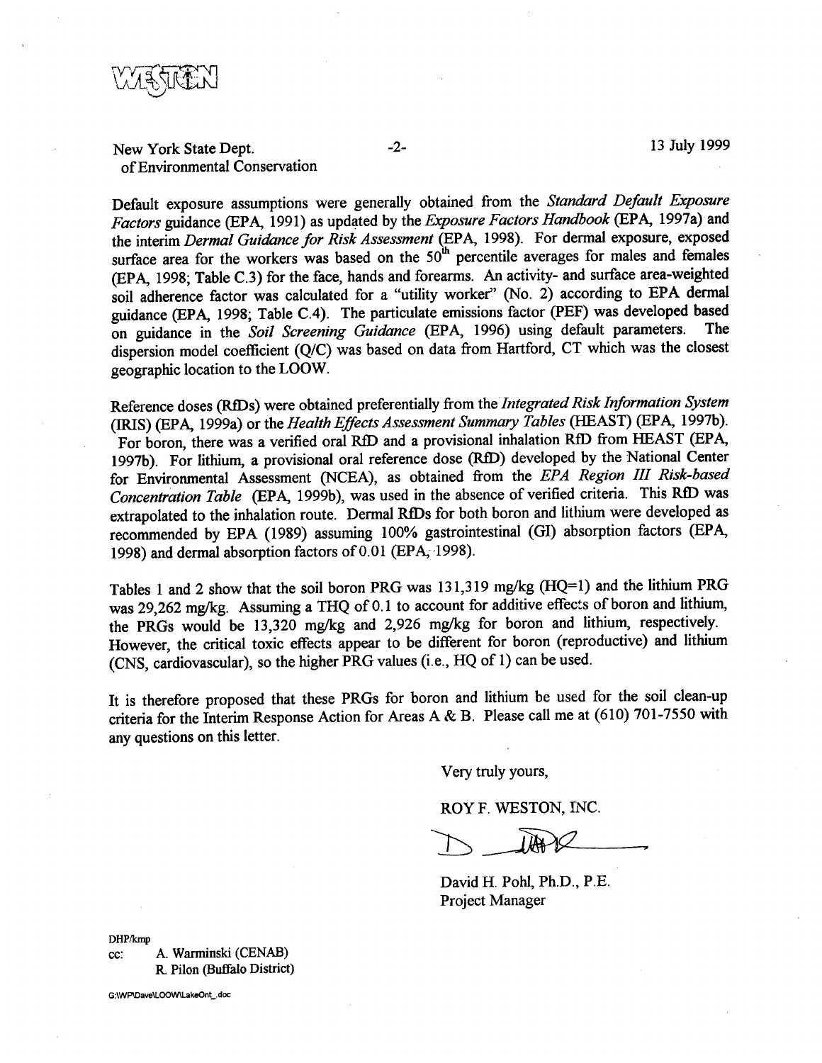New York State Dept. of Environmental Conservation -2- 13 July 1999

Default exposure assumptions were generally obtained from the *Standard Default Exposure Factors* guidance (EPA, 1991) as updated by the *Exposure Factors Handbook* (EPA, 1997a) and the interim *Dermal Guidance for Risk Assessment* (EPA, 1998). For dermal exposure, exposed surface area for the workers was based on the 50th percentile averages for males and females (EPA, 1998; Table C.3) for the face, hands and forearms. An activity- and surface area-weighted soil adherence factor was calculated for a "utility worker" (No. 2) according to EPA dermal guidance (EPA, 1998; Table C.4). The particulate emissions factor (PEF) was developed based on guidance in the *Soil Screening Guidance* (EPA, 1996) using default parameters. The dispersion model coefficient (Q/C) was based on data from Hartford, CT which was the closest geographic location to the LOOW.

Reference doses (RfDs) were obtained preferentially from the *Integrated Risk Information System* (IRIS) (EPA, 1999a) or the *Health Effects Assessment Summary Tables* (HEAST) (EPA, 1997b). For boron, there was a verified oral RfD and a provisional inhalation RfD from HEAST (EPA, 1997b). For lithium, a provisional oral reference dose (RfD) developed by the National Center for Environmental Assessment (NCEA), as obtained from the *EPA Region III Risk-based Concentration Table* (EPA, 1999b), was used in the absence of verified criteria. This RfD was extrapolated to the inhalation route. Dermal RfDs for both boron and lithium were developed as recommended by EPA (1989) assuming 100% gastrointestinal (GI) absorption factors (EPA, 1998) and dermal absorption factors of 0.01 (EPA, 1998).

Tables 1 and 2 show that the soil boron PRG was 131,319 mg/kg (HQ=1) and the lithium PRG was 29,262 mg/kg. Assuming a THQ of 0.1 to account for additive effects of boron and lithium, the PRGs would be 13,320 mg/kg and 2,926 mg/kg for boron and lithium, respectively. However, the critical toxic effects appear to be different for boron (reproductive) and lithium (CNS, cardiovascular), so the higher PRG values (i.e., HQ of 1) can be used.

It is therefore proposed that these PRGs for boron and lithium be used for the soil clean-up criteria for the Interim Response Action for Areas A & B. Please call me at (610) 701-7550 with any questions on this letter.

Very truly yours,

ROY F. WESTON, INC.

David H. Pohl, Ph.D., P.E.
Project Manager

DHP/kmp

cc: A. Warminski (CENAB)
R. Pilon (Buffalo District)

G:\WP\Dave\LOOW\LakeOnt_.doc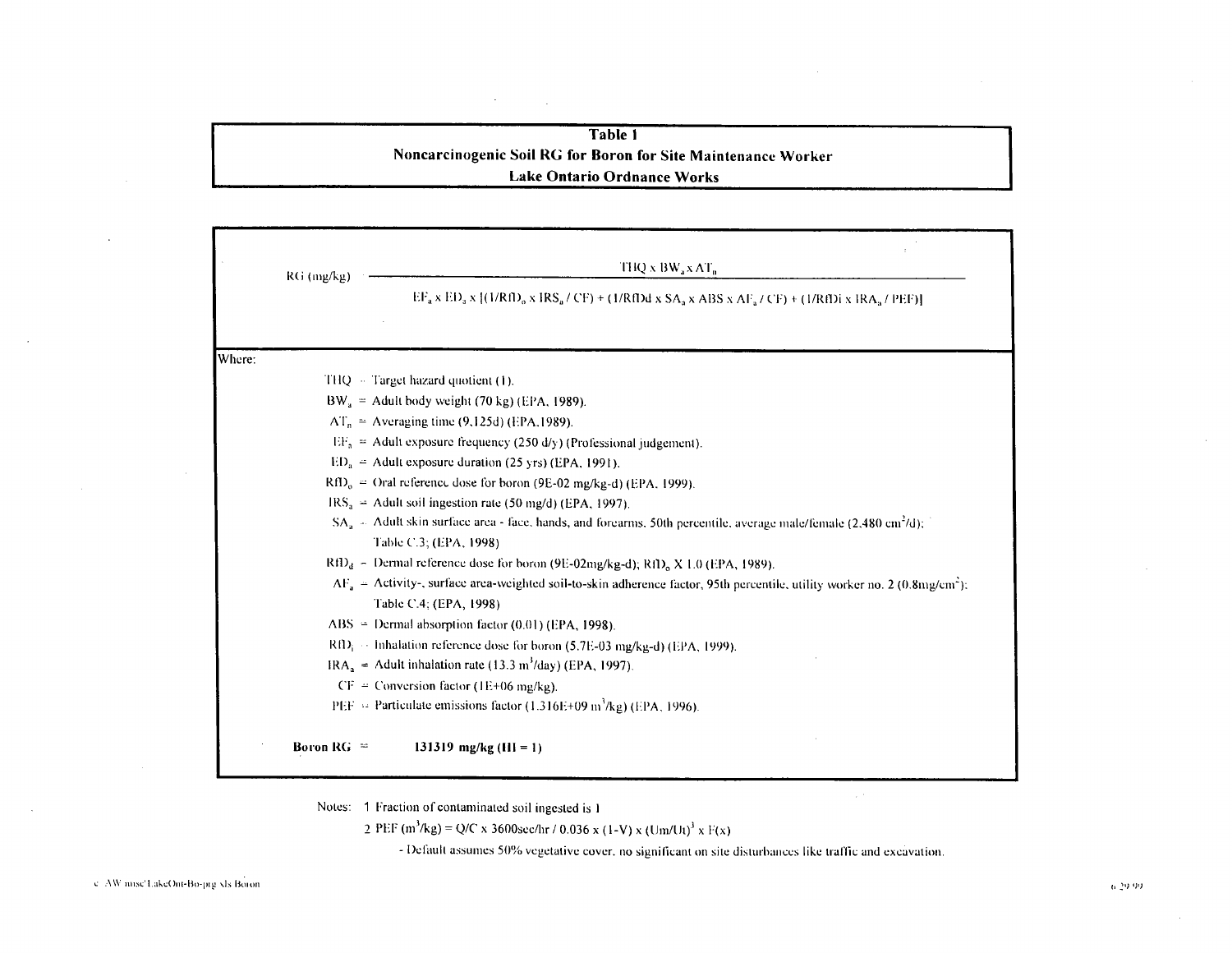**Table 1**
**Noncarcinogenic Soil RG for Boron for Site Maintenance Worker**
**Lake Ontario Ordnance Works**

$$RG\ (mg/kg) = \frac{THQ \times BW_a \times AT_n}{EF_a \times ED_a \times [(1/RfD_o \times IRS_a / CF) + (1/RfDd \times SA_a \times ABS \times AF_a / CF) + (1/RfDi \times IRA_a / PEF)]}$$

Where:

$THQ$ = Target hazard quotient (1).
$BW_a$ = Adult body weight (70 kg) (EPA, 1989).
$AT_n$ = Averaging time (9,125d) (EPA,1989).
$EF_a$ = Adult exposure frequency (250 d/y) (Professional judgement).
$ED_a$ = Adult exposure duration (25 yrs) (EPA, 1991).
$RfD_o$ = Oral reference dose for boron (9E-02 mg/kg-d) (EPA, 1999).
$IRS_a$ = Adult soil ingestion rate (50 mg/d) (EPA, 1997).
$SA_a$ = Adult skin surface area - face, hands, and forearms, 50th percentile, average male/female (2,480 $cm^2$/d); Table C.3; (EPA, 1998)
$RfD_d$ = Dermal reference dose for boron (9E-02mg/kg-d); $RfD_o$ X 1.0 (EPA, 1989).
$AF_a$ = Activity-, surface area-weighted soil-to-skin adherence factor, 95th percentile, utility worker no. 2 (0.8mg/$cm^2$); Table C.4; (EPA, 1998)
$ABS$ = Dermal absorption factor (0.01) (EPA, 1998).
$RfD_i$ = Inhalation reference dose for boron (5.7E-03 mg/kg-d) (EPA, 1999).
$IRA_a$ = Adult inhalation rate (13.3 $m^3$/day) (EPA, 1997).
$CF$ = Conversion factor (1E+06 mg/kg).
$PEF$ = Particulate emissions factor (1.316E+09 $m^3$/kg) (EPA, 1996).

**Boron RG = 131319 mg/kg (HI = 1)**

Notes: 1 Fraction of contaminated soil ingested is 1

2 PEF ($m^3$/kg) = $Q/C \times 3600sec/hr / 0.036 \times (1\text{-}V) \times (Um/Ut)^3 \times F(x)$

- Default assumes 50% vegetative cover, no significant on site disturbances like traffic and excavation.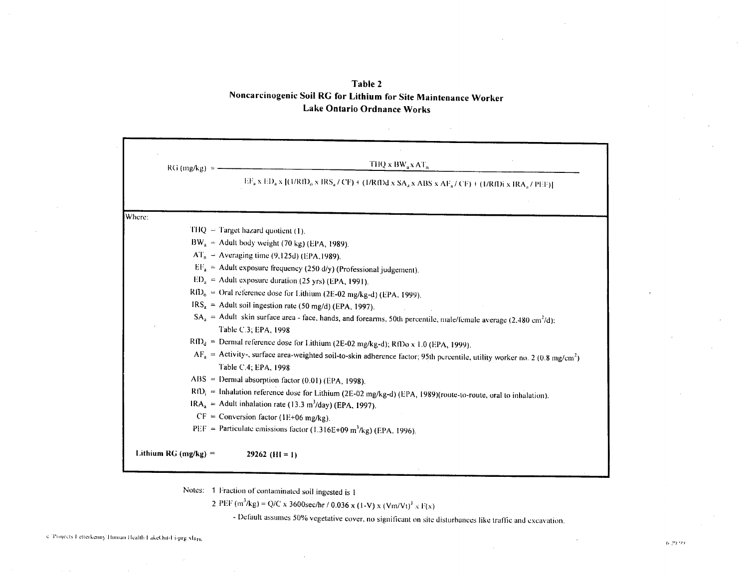# Table 2
## Noncarcinogenic Soil RG for Lithium for Site Maintenance Worker
## Lake Ontario Ordnance Works

$$RG\ (mg/kg) = \frac{THQ \times BW_a \times AT_n}{EF_a \times ED_a \times [(1/RfD_o \times IRS_a / CF) + (1/RfDd \times SA_a \times ABS \times AF_a / CF) + (1/RfDi \times IRA_a / PEF)]}$$

Where:

- $THQ$ = Target hazard quotient (1).
- $BW_a$ = Adult body weight (70 kg) (EPA, 1989).
- $AT_n$ = Averaging time (9,125d) (EPA,1989).
- $EF_a$ = Adult exposure frequency (250 d/y) (Professional judgement).
- $ED_a$ = Adult exposure duration (25 yrs) (EPA, 1991).
- $RfD_o$ = Oral reference dose for Lithium (2E-02 mg/kg-d) (EPA, 1999).
- $IRS_a$ = Adult soil ingestion rate (50 mg/d) (EPA, 1997).
- $SA_a$ = Adult skin surface area - face, hands, and forearms, 50th percentile, male/female average (2,480 $cm^2/d$); Table C.3; EPA, 1998
- $RfD_d$ = Dermal reference dose for Lithium (2E-02 mg/kg-d); RfDo x 1.0 (EPA, 1999).
- $AF_a$ = Activity-, surface area-weighted soil-to-skin adherence factor; 95th percentile, utility worker no. 2 (0.8 $mg/cm^2$) Table C.4; EPA, 1998
- $ABS$ = Dermal absorption factor (0.01) (EPA, 1998).
- $RfD_i$ = Inhalation reference dose for Lithium (2E-02 mg/kg-d) (EPA, 1989)(route-to-route, oral to inhalation).
- $IRA_a$ = Adult inhalation rate (13.3 $m^3$/day) (EPA, 1997).
- $CF$ = Conversion factor (1E+06 mg/kg).
- $PEF$ = Particulate emissions factor (1.316E+09 $m^3$/kg) (EPA, 1996).

**Lithium RG (mg/kg) =** **29262 (HI = 1)**

Notes: 1 Fraction of contaminated soil ingested is 1

2 PEF ($m^3$/kg) = Q/C x 3600sec/hr / 0.036 x (1-V) x $(Vm/Vt)^3$ x F(x)

- Default assumes 50% vegetative cover, no significant on site disturbances like traffic and excavation.

c:\Projects\Letterkenny\Human Health\LakeOnt-Li-prg.xls\rw

6/29/99